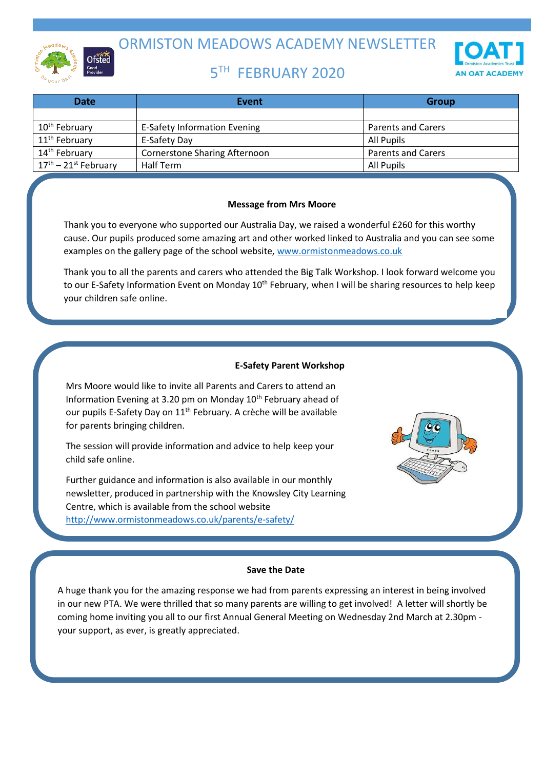# ORMISTON MEADOWS ACADEMY NEWSLETTER

## 5TH FEBRUARY 2020

| Date | Event | Group |
|---|---|---|
| | | |
| 10th February | E-Safety Information Evening | Parents and Carers |
| 11th February | E-Safety Day | All Pupils |
| 14th February | Cornerstone Sharing Afternoon | Parents and Carers |
| 17th – 21st February | Half Term | All Pupils |

**Message from Mrs Moore**

Thank you to everyone who supported our Australia Day, we raised a wonderful £260 for this worthy cause. Our pupils produced some amazing art and other worked linked to Australia and you can see some examples on the gallery page of the school website, www.ormistonmeadows.co.uk

Thank you to all the parents and carers who attended the Big Talk Workshop. I look forward welcome you to our E-Safety Information Event on Monday 10th February, when I will be sharing resources to help keep your children safe online.

**E-Safety Parent Workshop**

Mrs Moore would like to invite all Parents and Carers to attend an Information Evening at 3.20 pm on Monday 10th February ahead of our pupils E-Safety Day on 11th February. A crèche will be available for parents bringing children.

The session will provide information and advice to help keep your child safe online.

Further guidance and information is also available in our monthly newsletter, produced in partnership with the Knowsley City Learning Centre, which is available from the school website http://www.ormistonmeadows.co.uk/parents/e-safety/

**Save the Date**

A huge thank you for the amazing response we had from parents expressing an interest in being involved in our new PTA. We were thrilled that so many parents are willing to get involved! A letter will shortly be coming home inviting you all to our first Annual General Meeting on Wednesday 2nd March at 2.30pm - your support, as ever, is greatly appreciated.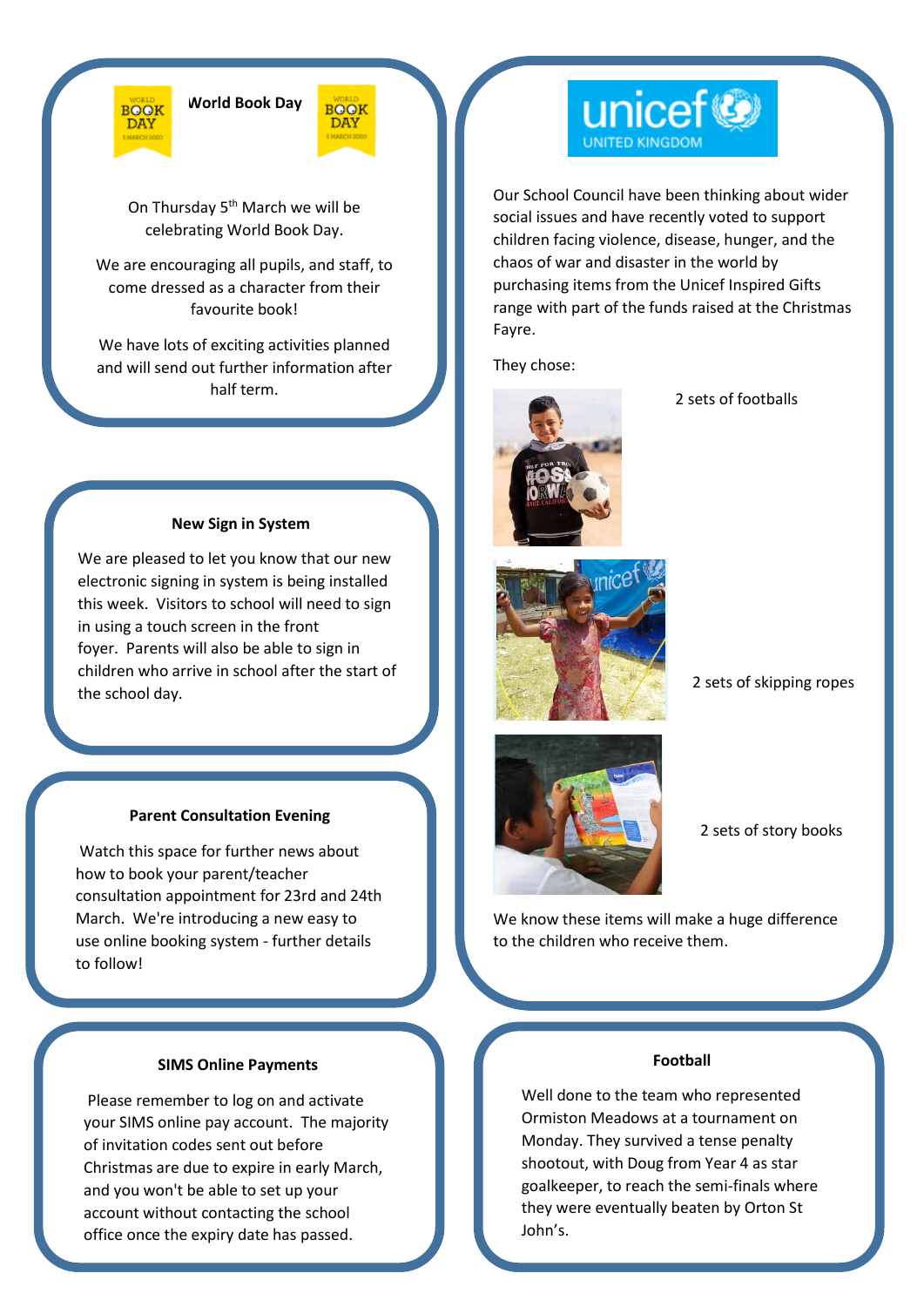## World Book Day

On Thursday 5th March we will be celebrating World Book Day.

We are encouraging all pupils, and staff, to come dressed as a character from their favourite book!

We have lots of exciting activities planned and will send out further information after half term.

## New Sign in System

We are pleased to let you know that our new electronic signing in system is being installed this week. Visitors to school will need to sign in using a touch screen in the front foyer. Parents will also be able to sign in children who arrive in school after the start of the school day.

## Parent Consultation Evening

Watch this space for further news about how to book your parent/teacher consultation appointment for 23rd and 24th March. We're introducing a new easy to use online booking system - further details to follow!

## SIMS Online Payments

Please remember to log on and activate your SIMS online pay account. The majority of invitation codes sent out before Christmas are due to expire in early March, and you won't be able to set up your account without contacting the school office once the expiry date has passed.

## unicef UNITED KINGDOM

Our School Council have been thinking about wider social issues and have recently voted to support children facing violence, disease, hunger, and the chaos of war and disaster in the world by purchasing items from the Unicef Inspired Gifts range with part of the funds raised at the Christmas Fayre.

They chose:

- 2 sets of footballs
- 2 sets of skipping ropes
- 2 sets of story books

We know these items will make a huge difference to the children who receive them.

## Football

Well done to the team who represented Ormiston Meadows at a tournament on Monday. They survived a tense penalty shootout, with Doug from Year 4 as star goalkeeper, to reach the semi-finals where they were eventually beaten by Orton St John's.